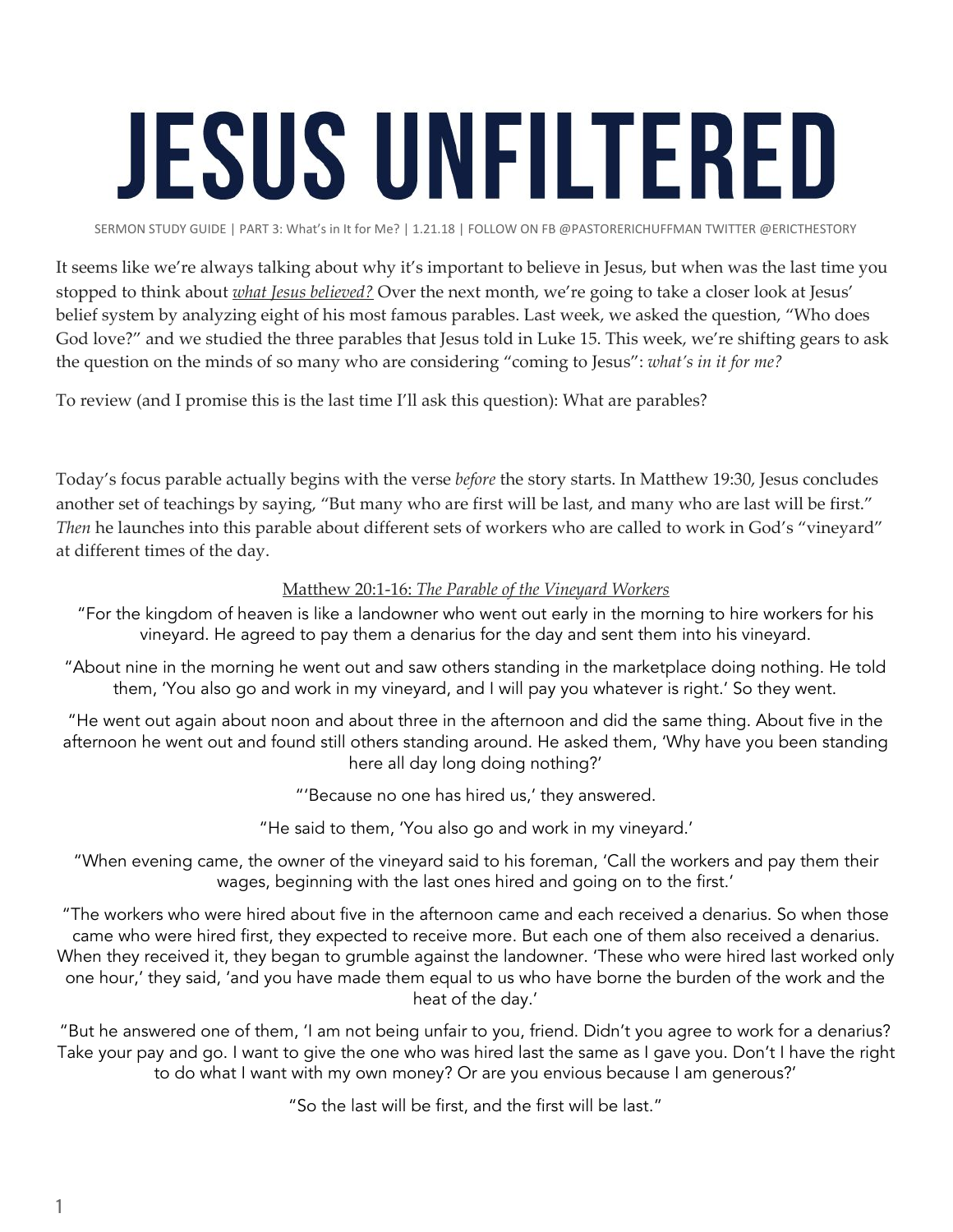# JESUS UNFILTERED

SERMON STUDY GUIDE | PART 3: What's in It for Me? | 1.21.18 | FOLLOW ON FB @PASTORERICHUFFMAN TWITTER @ERICTHESTORY

It seems like we're always talking about why it's important to believe in Jesus, but when was the last time you stopped to think about ***what Jesus believed?*** Over the next month, we're going to take a closer look at Jesus' belief system by analyzing eight of his most famous parables. Last week, we asked the question, "Who does God love?" and we studied the three parables that Jesus told in Luke 15. This week, we're shifting gears to ask the question on the minds of so many who are considering "coming to Jesus": *what's in it for me?*

To review (and I promise this is the last time I'll ask this question): What are parables?

Today's focus parable actually begins with the verse *before* the story starts. In Matthew 19:30, Jesus concludes another set of teachings by saying, "But many who are first will be last, and many who are last will be first." *Then* he launches into this parable about different sets of workers who are called to work in God's "vineyard" at different times of the day.

Matthew 20:1-16: *The Parable of the Vineyard Workers*

"For the kingdom of heaven is like a landowner who went out early in the morning to hire workers for his vineyard. He agreed to pay them a denarius for the day and sent them into his vineyard.

"About nine in the morning he went out and saw others standing in the marketplace doing nothing. He told them, 'You also go and work in my vineyard, and I will pay you whatever is right.' So they went.

"He went out again about noon and about three in the afternoon and did the same thing. About five in the afternoon he went out and found still others standing around. He asked them, 'Why have you been standing here all day long doing nothing?'

"'Because no one has hired us,' they answered.

"He said to them, 'You also go and work in my vineyard.'

"When evening came, the owner of the vineyard said to his foreman, 'Call the workers and pay them their wages, beginning with the last ones hired and going on to the first.'

"The workers who were hired about five in the afternoon came and each received a denarius. So when those came who were hired first, they expected to receive more. But each one of them also received a denarius. When they received it, they began to grumble against the landowner. 'These who were hired last worked only one hour,' they said, 'and you have made them equal to us who have borne the burden of the work and the heat of the day.'

"But he answered one of them, 'I am not being unfair to you, friend. Didn't you agree to work for a denarius? Take your pay and go. I want to give the one who was hired last the same as I gave you. Don't I have the right to do what I want with my own money? Or are you envious because I am generous?'

"So the last will be first, and the first will be last."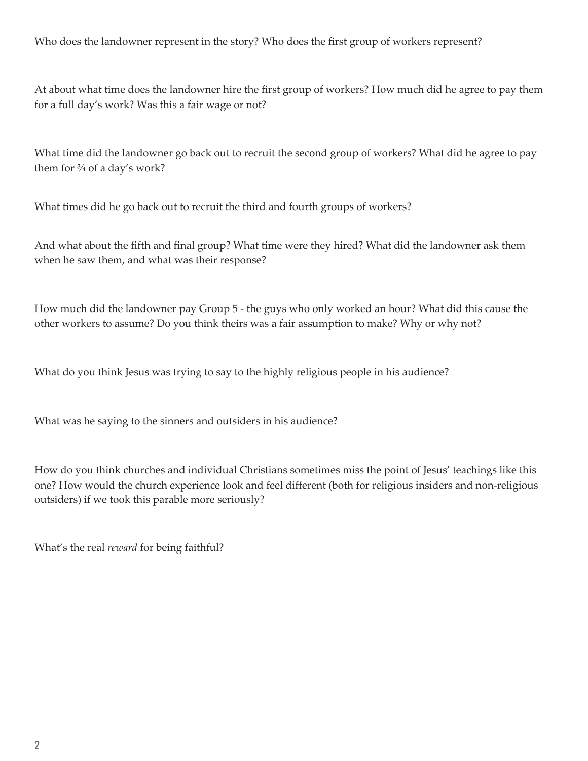Who does the landowner represent in the story? Who does the first group of workers represent?

At about what time does the landowner hire the first group of workers? How much did he agree to pay them for a full day's work? Was this a fair wage or not?

What time did the landowner go back out to recruit the second group of workers? What did he agree to pay them for ¾ of a day's work?

What times did he go back out to recruit the third and fourth groups of workers?

And what about the fifth and final group? What time were they hired? What did the landowner ask them when he saw them, and what was their response?

How much did the landowner pay Group 5 - the guys who only worked an hour? What did this cause the other workers to assume? Do you think theirs was a fair assumption to make? Why or why not?

What do you think Jesus was trying to say to the highly religious people in his audience?

What was he saying to the sinners and outsiders in his audience?

How do you think churches and individual Christians sometimes miss the point of Jesus' teachings like this one? How would the church experience look and feel different (both for religious insiders and non-religious outsiders) if we took this parable more seriously?

What's the real *reward* for being faithful?